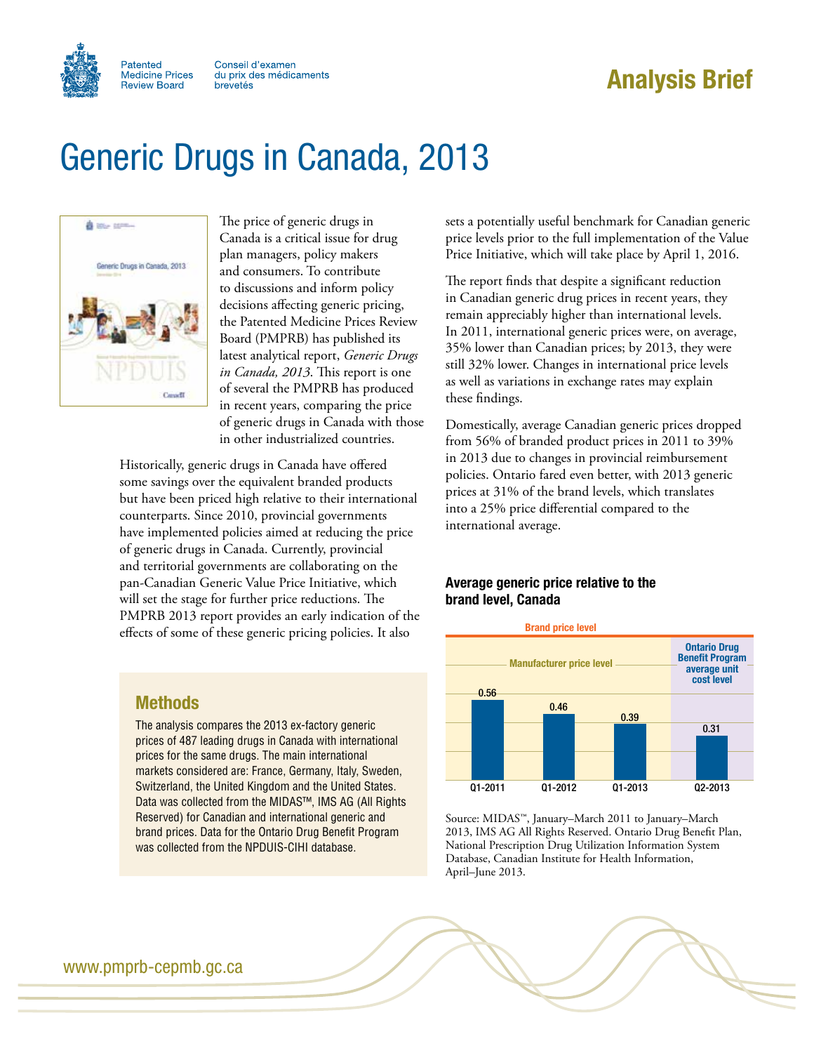Patented Medicine Prices Review Board | Conseil d'examen du prix des médicaments brevetés

# Analysis Brief

# Generic Drugs in Canada, 2013

The price of generic drugs in Canada is a critical issue for drug plan managers, policy makers and consumers. To contribute to discussions and inform policy decisions affecting generic pricing, the Patented Medicine Prices Review Board (PMPRB) has published its latest analytical report, *Generic Drugs in Canada, 2013*. This report is one of several the PMPRB has produced in recent years, comparing the price of generic drugs in Canada with those in other industrialized countries.

Historically, generic drugs in Canada have offered some savings over the equivalent branded products but have been priced high relative to their international counterparts. Since 2010, provincial governments have implemented policies aimed at reducing the price of generic drugs in Canada. Currently, provincial and territorial governments are collaborating on the pan-Canadian Generic Value Price Initiative, which will set the stage for further price reductions. The PMPRB 2013 report provides an early indication of the effects of some of these generic pricing policies. It also sets a potentially useful benchmark for Canadian generic price levels prior to the full implementation of the Value Price Initiative, which will take place by April 1, 2016.

The report finds that despite a significant reduction in Canadian generic drug prices in recent years, they remain appreciably higher than international levels. In 2011, international generic prices were, on average, 35% lower than Canadian prices; by 2013, they were still 32% lower. Changes in international price levels as well as variations in exchange rates may explain these findings.

Domestically, average Canadian generic prices dropped from 56% of branded product prices in 2011 to 39% in 2013 due to changes in provincial reimbursement policies. Ontario fared even better, with 2013 generic prices at 31% of the brand levels, which translates into a 25% price differential compared to the international average.

## Methods

The analysis compares the 2013 ex-factory generic prices of 487 leading drugs in Canada with international prices for the same drugs. The main international markets considered are: France, Germany, Italy, Sweden, Switzerland, the United Kingdom and the United States. Data was collected from the MIDAS™, IMS AG (All Rights Reserved) for Canadian and international generic and brand prices. Data for the Ontario Drug Benefit Program was collected from the NPDUIS-CIHI database.

**Average generic price relative to the brand level, Canada**

Brand price level

| | Q1-2011 | Q1-2012 | Q1-2013 | Q2-2013 |
|---|---|---|---|---|
| Manufacturer price level | 0.56 | 0.46 | 0.39 | |
| Ontario Drug Benefit Program average unit cost level | | | | 0.31 |

Source: MIDAS™, January–March 2011 to January–March 2013, IMS AG All Rights Reserved. Ontario Drug Benefit Plan, National Prescription Drug Utilization Information System Database, Canadian Institute for Health Information, April–June 2013.

www.pmprb-cepmb.gc.ca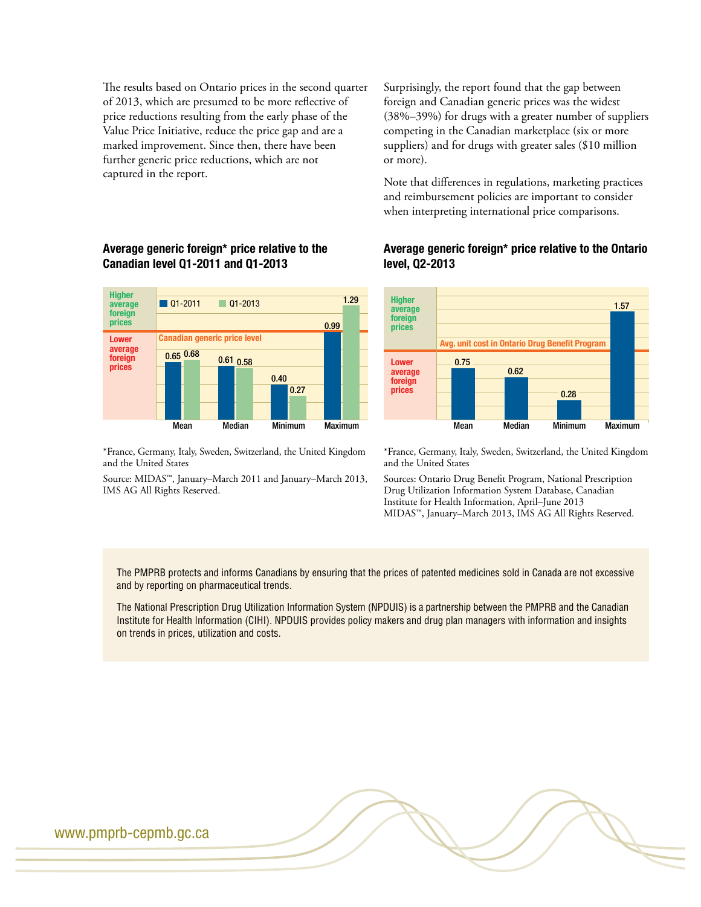The results based on Ontario prices in the second quarter of 2013, which are presumed to be more reflective of price reductions resulting from the early phase of the Value Price Initiative, reduce the price gap and are a marked improvement. Since then, there have been further generic price reductions, which are not captured in the report.

Surprisingly, the report found that the gap between foreign and Canadian generic prices was the widest (38%–39%) for drugs with a greater number of suppliers competing in the Canadian marketplace (six or more suppliers) and for drugs with greater sales ($10 million or more).

Note that differences in regulations, marketing practices and reimbursement policies are important to consider when interpreting international price comparisons.

### Average generic foreign* price relative to the Canadian level Q1-2011 and Q1-2013

Higher average foreign prices

Lower average foreign prices

Q1-2011
Q1-2013

Canadian generic price level

0.65 0.68
0.61 0.58
0.40 0.27
0.99 1.29

Mean
Median
Minimum
Maximum

*France, Germany, Italy, Sweden, Switzerland, the United Kingdom and the United States

Source: MIDAS™, January–March 2011 and January–March 2013, IMS AG All Rights Reserved.

### Average generic foreign* price relative to the Ontario level, Q2-2013

Higher average foreign prices

Lower average foreign prices

Avg. unit cost in Ontario Drug Benefit Program

0.75
0.62
0.28
1.57

Mean
Median
Minimum
Maximum

*France, Germany, Italy, Sweden, Switzerland, the United Kingdom and the United States

Sources: Ontario Drug Benefit Program, National Prescription Drug Utilization Information System Database, Canadian Institute for Health Information, April–June 2013
MIDAS™, January–March 2013, IMS AG All Rights Reserved.

The PMPRB protects and informs Canadians by ensuring that the prices of patented medicines sold in Canada are not excessive and by reporting on pharmaceutical trends.

The National Prescription Drug Utilization Information System (NPDUIS) is a partnership between the PMPRB and the Canadian Institute for Health Information (CIHI). NPDUIS provides policy makers and drug plan managers with information and insights on trends in prices, utilization and costs.

www.pmprb-cepmb.gc.ca